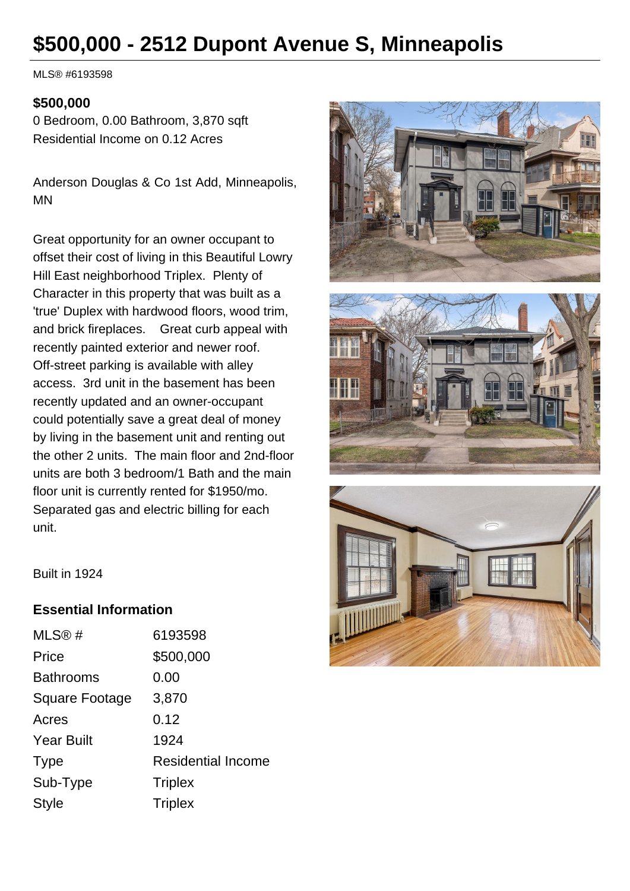# $500,000 - 2512 Dupont Avenue S, Minneapolis

MLS® #6193598

**$500,000**

0 Bedroom, 0.00 Bathroom, 3,870 sqft

Residential Income on 0.12 Acres

Anderson Douglas & Co 1st Add, Minneapolis, MN

Great opportunity for an owner occupant to offset their cost of living in this Beautiful Lowry Hill East neighborhood Triplex. Plenty of Character in this property that was built as a 'true' Duplex with hardwood floors, wood trim, and brick fireplaces. Great curb appeal with recently painted exterior and newer roof. Off-street parking is available with alley access. 3rd unit in the basement has been recently updated and an owner-occupant could potentially save a great deal of money by living in the basement unit and renting out the other 2 units. The main floor and 2nd-floor units are both 3 bedroom/1 Bath and the main floor unit is currently rented for $1950/mo. Separated gas and electric billing for each unit.

Built in 1924

## Essential Information

| | |
|---|---|
| MLS® # | 6193598 |
| Price | $500,000 |
| Bathrooms | 0.00 |
| Square Footage | 3,870 |
| Acres | 0.12 |
| Year Built | 1924 |
| Type | Residential Income |
| Sub-Type | Triplex |
| Style | Triplex |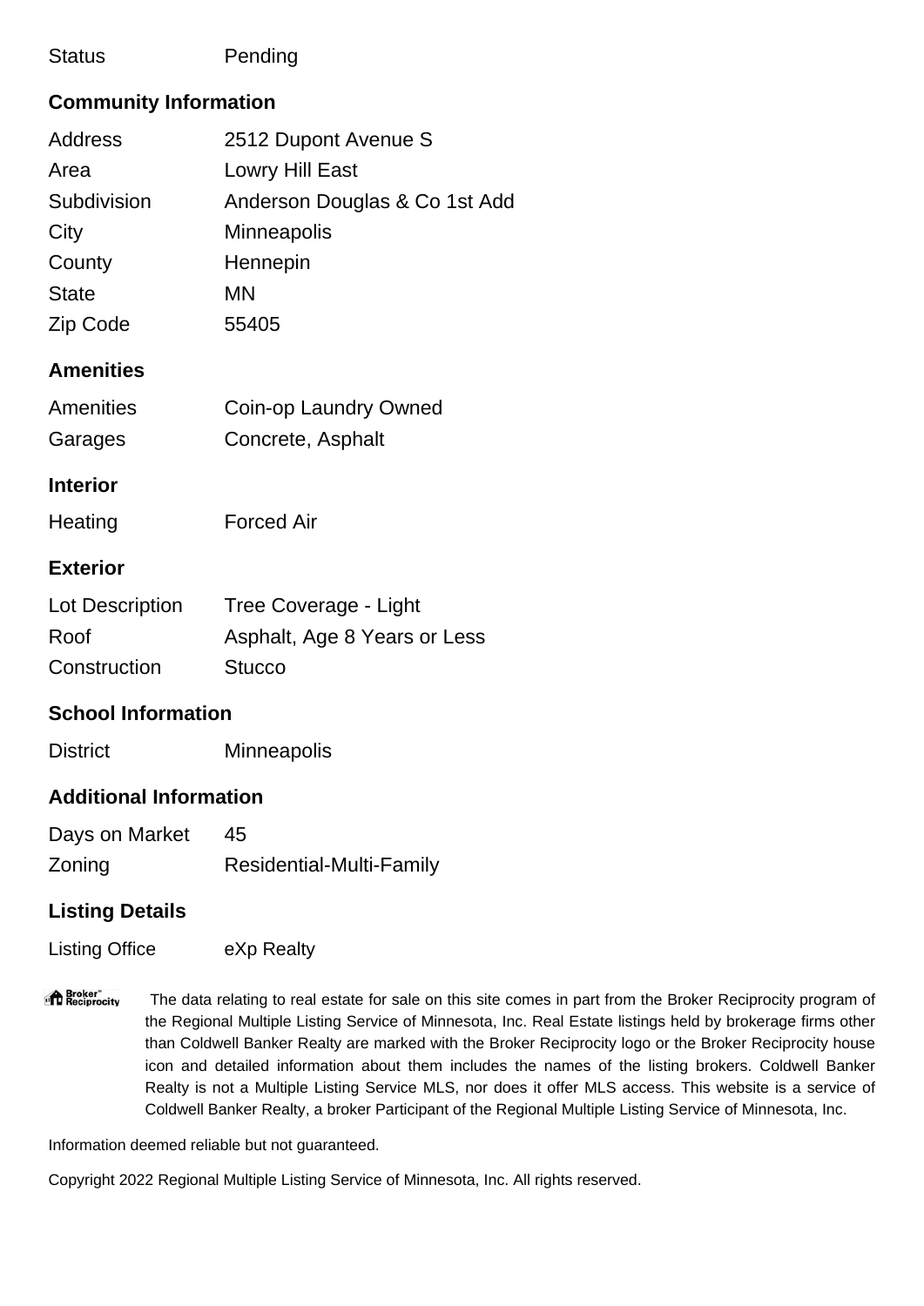| | |
|---|---|
| Status | Pending |

## Community Information

| | |
|---|---|
| Address | 2512 Dupont Avenue S |
| Area | Lowry Hill East |
| Subdivision | Anderson Douglas & Co 1st Add |
| City | Minneapolis |
| County | Hennepin |
| State | MN |
| Zip Code | 55405 |

## Amenities

| | |
|---|---|
| Amenities | Coin-op Laundry Owned |
| Garages | Concrete, Asphalt |

## Interior

| | |
|---|---|
| Heating | Forced Air |

## Exterior

| | |
|---|---|
| Lot Description | Tree Coverage - Light |
| Roof | Asphalt, Age 8 Years or Less |
| Construction | Stucco |

## School Information

| | |
|---|---|
| District | Minneapolis |

## Additional Information

| | |
|---|---|
| Days on Market | 45 |
| Zoning | Residential-Multi-Family |

## Listing Details

| | |
|---|---|
| Listing Office | eXp Realty |

Broker Reciprocity The data relating to real estate for sale on this site comes in part from the Broker Reciprocity program of the Regional Multiple Listing Service of Minnesota, Inc. Real Estate listings held by brokerage firms other than Coldwell Banker Realty are marked with the Broker Reciprocity logo or the Broker Reciprocity house icon and detailed information about them includes the names of the listing brokers. Coldwell Banker Realty is not a Multiple Listing Service MLS, nor does it offer MLS access. This website is a service of Coldwell Banker Realty, a broker Participant of the Regional Multiple Listing Service of Minnesota, Inc.

Information deemed reliable but not guaranteed.

Copyright 2022 Regional Multiple Listing Service of Minnesota, Inc. All rights reserved.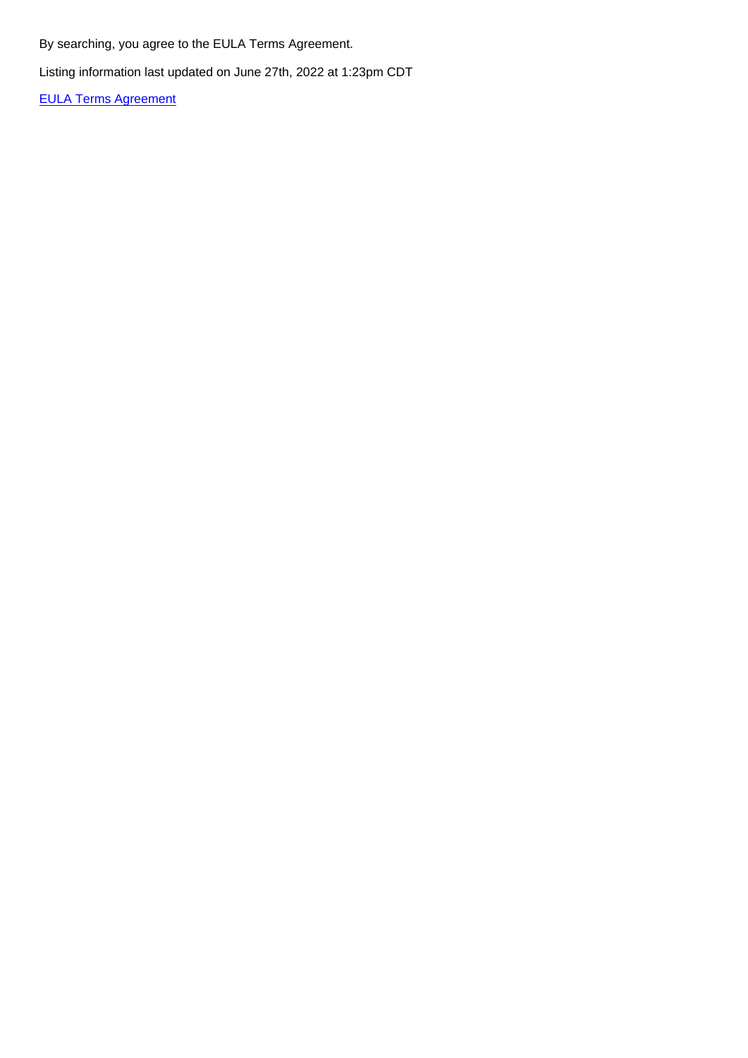By searching, you agree to the EULA Terms Agreement.

Listing information last updated on June 27th, 2022 at 1:23pm CDT

EULA Terms Agreement